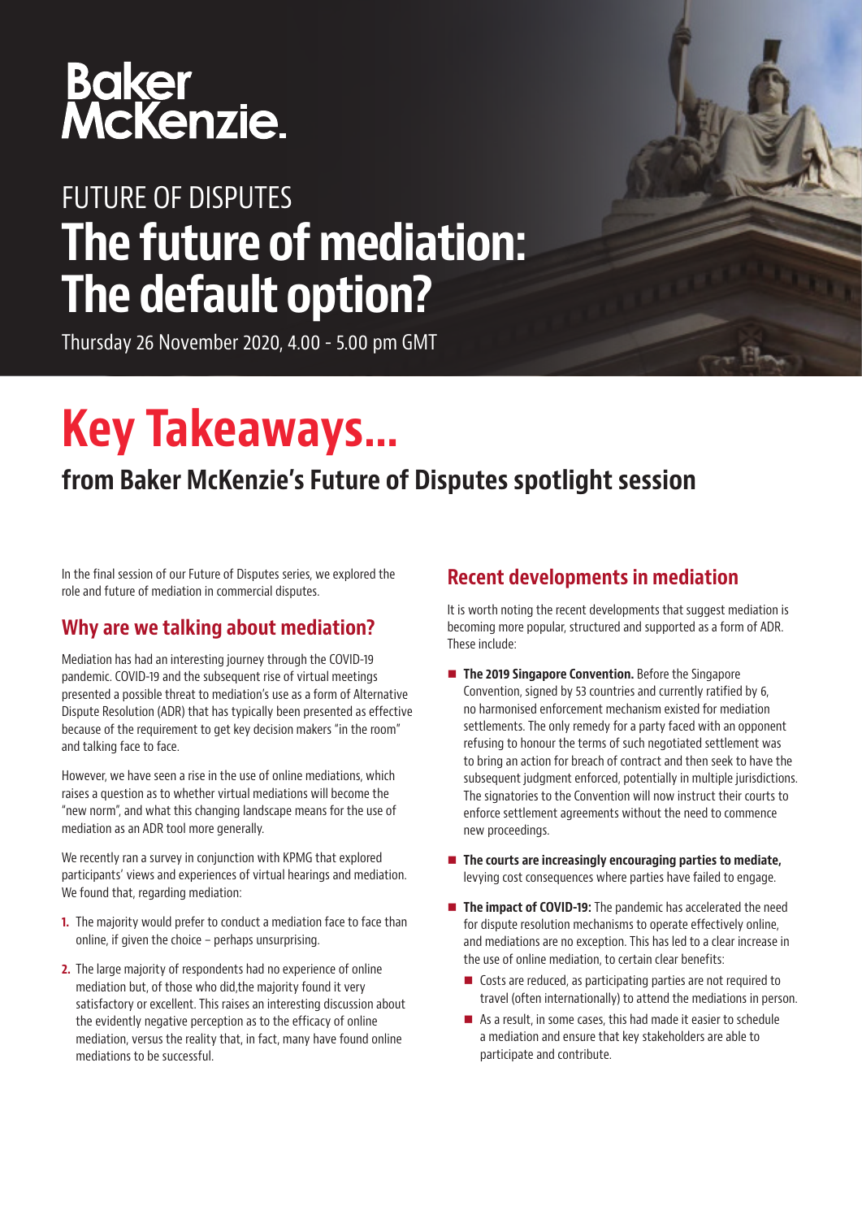Baker McKenzie.

FUTURE OF DISPUTES

# The future of mediation: The default option?

Thursday 26 November 2020, 4.00 - 5.00 pm GMT

# Key Takeaways...

## from Baker McKenzie's Future of Disputes spotlight session

In the final session of our Future of Disputes series, we explored the role and future of mediation in commercial disputes.

## Why are we talking about mediation?

Mediation has had an interesting journey through the COVID-19 pandemic. COVID-19 and the subsequent rise of virtual meetings presented a possible threat to mediation's use as a form of Alternative Dispute Resolution (ADR) that has typically been presented as effective because of the requirement to get key decision makers "in the room" and talking face to face.

However, we have seen a rise in the use of online mediations, which raises a question as to whether virtual mediations will become the "new norm", and what this changing landscape means for the use of mediation as an ADR tool more generally.

We recently ran a survey in conjunction with KPMG that explored participants' views and experiences of virtual hearings and mediation. We found that, regarding mediation:

1. The majority would prefer to conduct a mediation face to face than online, if given the choice – perhaps unsurprising.
2. The large majority of respondents had no experience of online mediation but, of those who did,the majority found it very satisfactory or excellent. This raises an interesting discussion about the evidently negative perception as to the efficacy of online mediation, versus the reality that, in fact, many have found online mediations to be successful.

## Recent developments in mediation

It is worth noting the recent developments that suggest mediation is becoming more popular, structured and supported as a form of ADR. These include:

- **The 2019 Singapore Convention.** Before the Singapore Convention, signed by 53 countries and currently ratified by 6, no harmonised enforcement mechanism existed for mediation settlements. The only remedy for a party faced with an opponent refusing to honour the terms of such negotiated settlement was to bring an action for breach of contract and then seek to have the subsequent judgment enforced, potentially in multiple jurisdictions. The signatories to the Convention will now instruct their courts to enforce settlement agreements without the need to commence new proceedings.
- **The courts are increasingly encouraging parties to mediate,** levying cost consequences where parties have failed to engage.
- **The impact of COVID-19:** The pandemic has accelerated the need for dispute resolution mechanisms to operate effectively online, and mediations are no exception. This has led to a clear increase in the use of online mediation, to certain clear benefits:
  - Costs are reduced, as participating parties are not required to travel (often internationally) to attend the mediations in person.
  - As a result, in some cases, this had made it easier to schedule a mediation and ensure that key stakeholders are able to participate and contribute.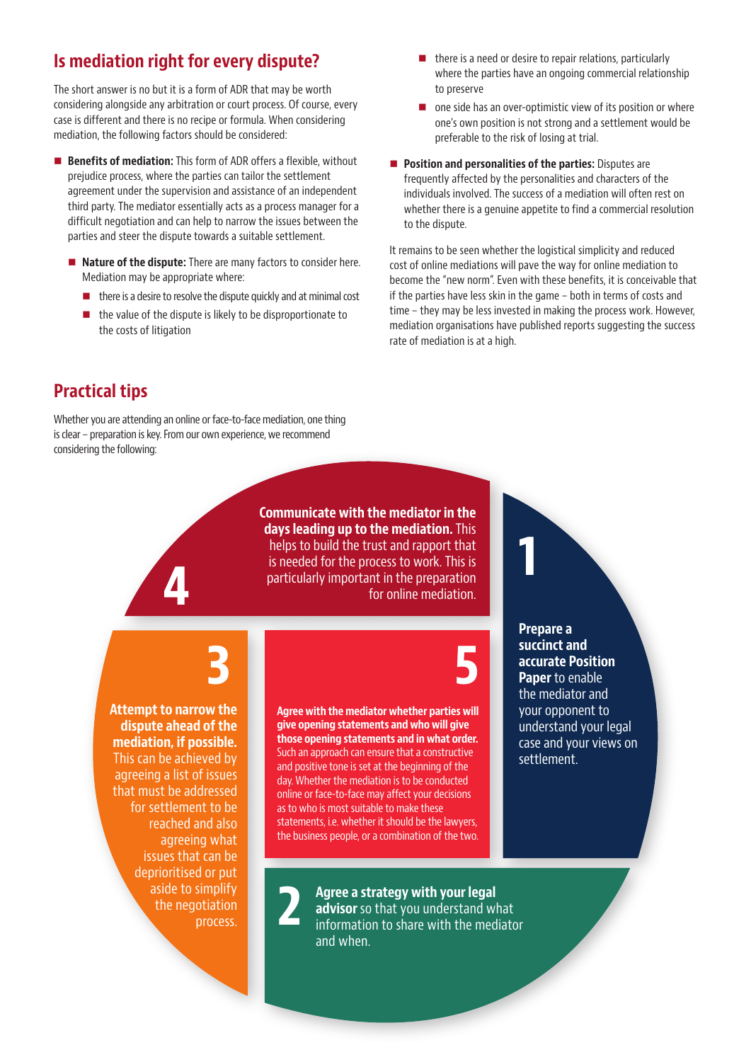## Is mediation right for every dispute?

The short answer is no but it is a form of ADR that may be worth considering alongside any arbitration or court process. Of course, every case is different and there is no recipe or formula. When considering mediation, the following factors should be considered:

- **Benefits of mediation:** This form of ADR offers a flexible, without prejudice process, where the parties can tailor the settlement agreement under the supervision and assistance of an independent third party. The mediator essentially acts as a process manager for a difficult negotiation and can help to narrow the issues between the parties and steer the dispute towards a suitable settlement.
  - **Nature of the dispute:** There are many factors to consider here. Mediation may be appropriate where:
    - there is a desire to resolve the dispute quickly and at minimal cost
    - the value of the dispute is likely to be disproportionate to the costs of litigation
    - there is a need or desire to repair relations, particularly where the parties have an ongoing commercial relationship to preserve
    - one side has an over-optimistic view of its position or where one's own position is not strong and a settlement would be preferable to the risk of losing at trial.
- **Position and personalities of the parties:** Disputes are frequently affected by the personalities and characters of the individuals involved. The success of a mediation will often rest on whether there is a genuine appetite to find a commercial resolution to the dispute.

It remains to be seen whether the logistical simplicity and reduced cost of online mediations will pave the way for online mediation to become the "new norm". Even with these benefits, it is conceivable that if the parties have less skin in the game – both in terms of costs and time – they may be less invested in making the process work. However, mediation organisations have published reports suggesting the success rate of mediation is at a high.

## Practical tips

Whether you are attending an online or face-to-face mediation, one thing is clear – preparation is key. From our own experience, we recommend considering the following:

**1** **Prepare a succinct and accurate Position Paper** to enable the mediator and your opponent to understand your legal case and your views on settlement.

**2** **Agree a strategy with your legal advisor** so that you understand what information to share with the mediator and when.

**3** **Attempt to narrow the dispute ahead of the mediation, if possible.** This can be achieved by agreeing a list of issues that must be addressed for settlement to be reached and also agreeing what issues that can be deprioritised or put aside to simplify the negotiation process.

**4** **Communicate with the mediator in the days leading up to the mediation.** This helps to build the trust and rapport that is needed for the process to work. This is particularly important in the preparation for online mediation.

**5** **Agree with the mediator whether parties will give opening statements and who will give those opening statements and in what order.** Such an approach can ensure that a constructive and positive tone is set at the beginning of the day. Whether the mediation is to be conducted online or face-to-face may affect your decisions as to who is most suitable to make these statements, i.e. whether it should be the lawyers, the business people, or a combination of the two.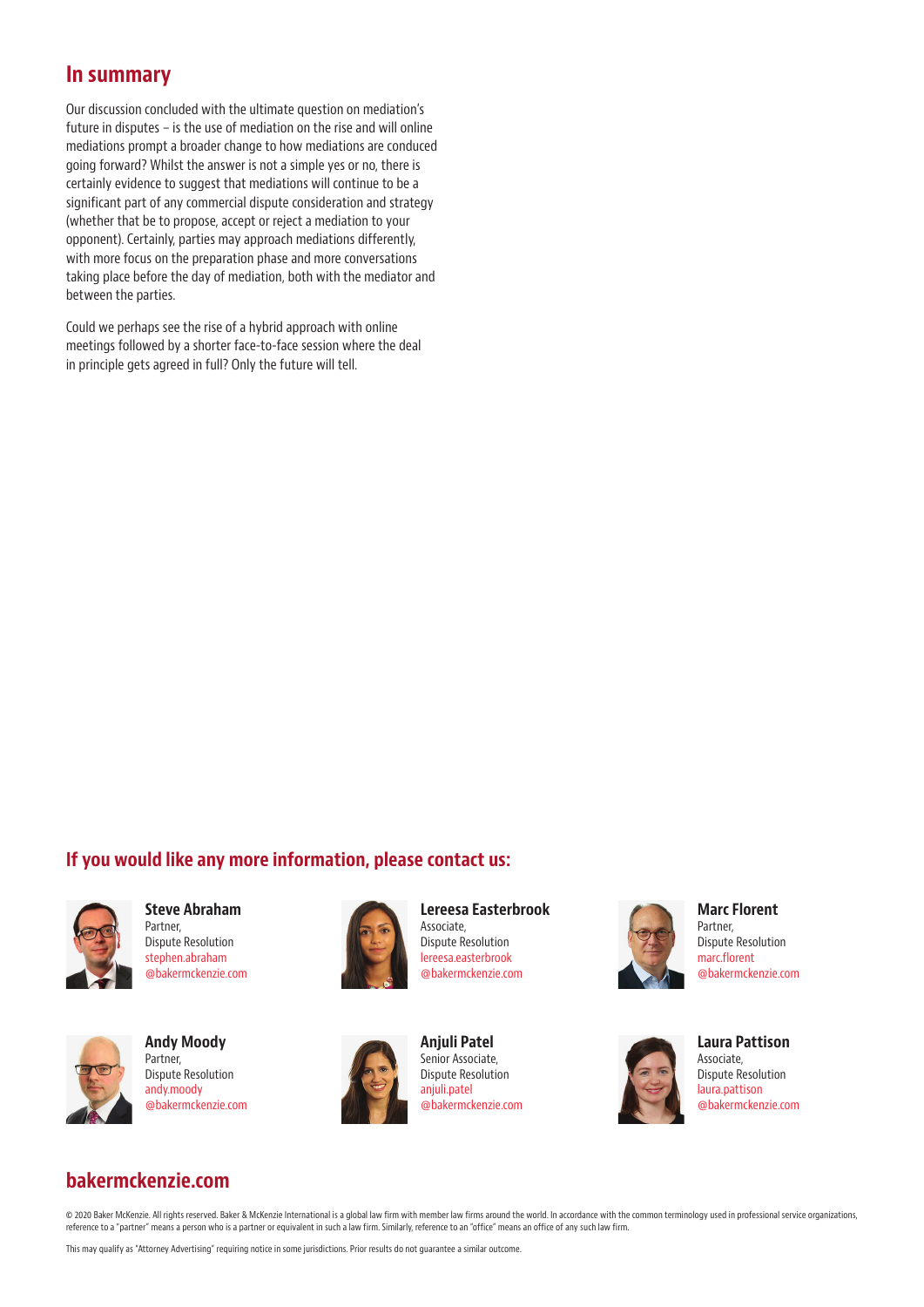## In summary

Our discussion concluded with the ultimate question on mediation's future in disputes – is the use of mediation on the rise and will online mediations prompt a broader change to how mediations are conduced going forward? Whilst the answer is not a simple yes or no, there is certainly evidence to suggest that mediations will continue to be a significant part of any commercial dispute consideration and strategy (whether that be to propose, accept or reject a mediation to your opponent). Certainly, parties may approach mediations differently, with more focus on the preparation phase and more conversations taking place before the day of mediation, both with the mediator and between the parties.

Could we perhaps see the rise of a hybrid approach with online meetings followed by a shorter face-to-face session where the deal in principle gets agreed in full? Only the future will tell.

## If you would like any more information, please contact us:

**Steve Abraham**
Partner,
Dispute Resolution
stephen.abraham
@bakermckenzie.com

**Lereesa Easterbrook**
Associate,
Dispute Resolution
lereesa.easterbrook
@bakermckenzie.com

**Marc Florent**
Partner,
Dispute Resolution
marc.florent
@bakermckenzie.com

**Andy Moody**
Partner,
Dispute Resolution
andy.moody
@bakermckenzie.com

**Anjuli Patel**
Senior Associate,
Dispute Resolution
anjuli.patel
@bakermckenzie.com

**Laura Pattison**
Associate,
Dispute Resolution
laura.pattison
@bakermckenzie.com

## bakermckenzie.com

© 2020 Baker McKenzie. All rights reserved. Baker & McKenzie International is a global law firm with member law firms around the world. In accordance with the common terminology used in professional service organizations, reference to a "partner" means a person who is a partner or equivalent in such a law firm. Similarly, reference to an "office" means an office of any such law firm.

This may qualify as "Attorney Advertising" requiring notice in some jurisdictions. Prior results do not guarantee a similar outcome.